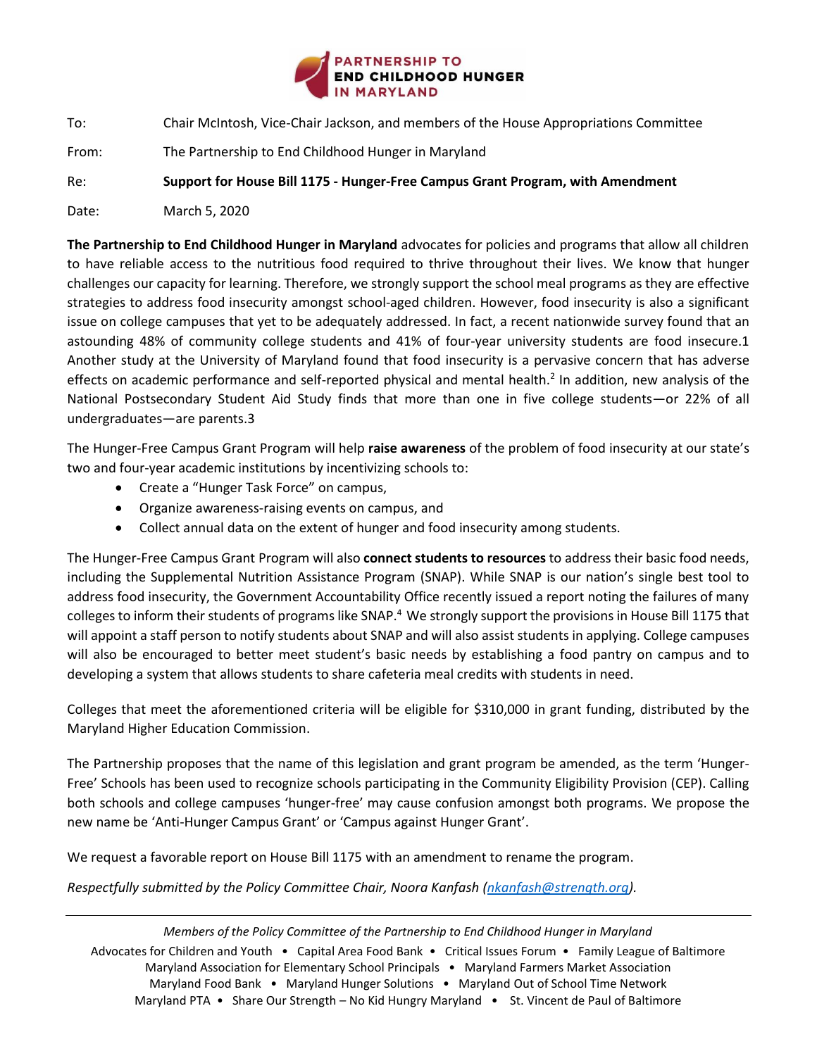**PARTNERSHIP TO END CHILDHOOD HUNGER IN MARYLAND**

To: Chair McIntosh, Vice-Chair Jackson, and members of the House Appropriations Committee

From: The Partnership to End Childhood Hunger in Maryland

Re: **Support for House Bill 1175 - Hunger-Free Campus Grant Program, with Amendment**

Date: March 5, 2020

**The Partnership to End Childhood Hunger in Maryland** advocates for policies and programs that allow all children to have reliable access to the nutritious food required to thrive throughout their lives. We know that hunger challenges our capacity for learning. Therefore, we strongly support the school meal programs as they are effective strategies to address food insecurity amongst school-aged children. However, food insecurity is also a significant issue on college campuses that yet to be adequately addressed. In fact, a recent nationwide survey found that an astounding 48% of community college students and 41% of four-year university students are food insecure.1 Another study at the University of Maryland found that food insecurity is a pervasive concern that has adverse effects on academic performance and self-reported physical and mental health.[2] In addition, new analysis of the National Postsecondary Student Aid Study finds that more than one in five college students—or 22% of all undergraduates—are parents.3

The Hunger-Free Campus Grant Program will help **raise awareness** of the problem of food insecurity at our state's two and four-year academic institutions by incentivizing schools to:

- Create a "Hunger Task Force" on campus,
- Organize awareness-raising events on campus, and
- Collect annual data on the extent of hunger and food insecurity among students.

The Hunger-Free Campus Grant Program will also **connect students to resources** to address their basic food needs, including the Supplemental Nutrition Assistance Program (SNAP). While SNAP is our nation's single best tool to address food insecurity, the Government Accountability Office recently issued a report noting the failures of many colleges to inform their students of programs like SNAP.[4] We strongly support the provisions in House Bill 1175 that will appoint a staff person to notify students about SNAP and will also assist students in applying. College campuses will also be encouraged to better meet student's basic needs by establishing a food pantry on campus and to developing a system that allows students to share cafeteria meal credits with students in need.

Colleges that meet the aforementioned criteria will be eligible for $310,000 in grant funding, distributed by the Maryland Higher Education Commission.

The Partnership proposes that the name of this legislation and grant program be amended, as the term 'Hunger-Free' Schools has been used to recognize schools participating in the Community Eligibility Provision (CEP). Calling both schools and college campuses 'hunger-free' may cause confusion amongst both programs. We propose the new name be 'Anti-Hunger Campus Grant' or 'Campus against Hunger Grant'.

We request a favorable report on House Bill 1175 with an amendment to rename the program.

*Respectfully submitted by the Policy Committee Chair, Noora Kanfash (nkanfash@strength.org).*

---

*Members of the Policy Committee of the Partnership to End Childhood Hunger in Maryland*

Advocates for Children and Youth • Capital Area Food Bank • Critical Issues Forum • Family League of Baltimore
Maryland Association for Elementary School Principals • Maryland Farmers Market Association
Maryland Food Bank • Maryland Hunger Solutions • Maryland Out of School Time Network
Maryland PTA • Share Our Strength – No Kid Hungry Maryland • St. Vincent de Paul of Baltimore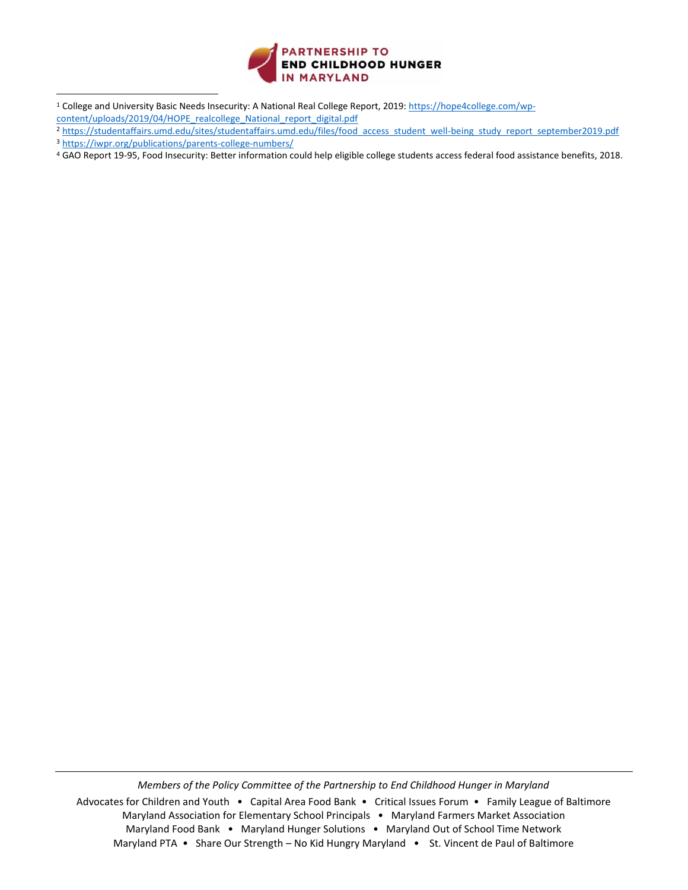[1] College and University Basic Needs Insecurity: A National Real College Report, 2019: https://hope4college.com/wp-content/uploads/2019/04/HOPE_realcollege_National_report_digital.pdf

[2] https://studentaffairs.umd.edu/sites/studentaffairs.umd.edu/files/food_access_student_well-being_study_report_september2019.pdf

[3] https://iwpr.org/publications/parents-college-numbers/

[4] GAO Report 19-95, Food Insecurity: Better information could help eligible college students access federal food assistance benefits, 2018.

---

*Members of the Policy Committee of the Partnership to End Childhood Hunger in Maryland*

Advocates for Children and Youth • Capital Area Food Bank • Critical Issues Forum • Family League of Baltimore
Maryland Association for Elementary School Principals • Maryland Farmers Market Association
Maryland Food Bank • Maryland Hunger Solutions • Maryland Out of School Time Network
Maryland PTA • Share Our Strength – No Kid Hungry Maryland • St. Vincent de Paul of Baltimore